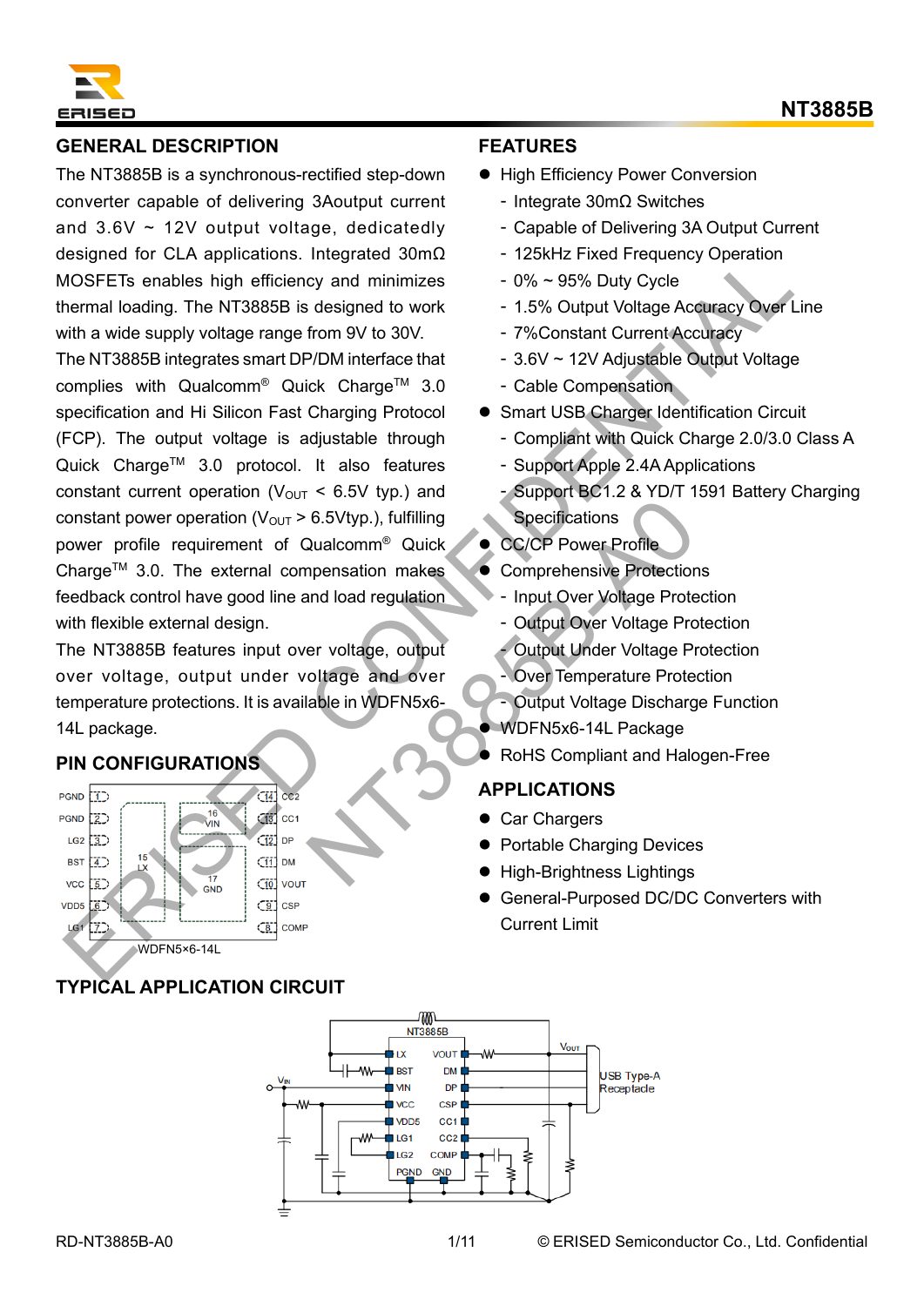# NT3885B

## GENERAL DESCRIPTION

The NT3885B is a synchronous-rectified step-down converter capable of delivering 3Aoutput current and 3.6V ~ 12V output voltage, dedicatedly designed for CLA applications. Integrated 30mΩ MOSFETs enables high efficiency and minimizes thermal loading. The NT3885B is designed to work with a wide supply voltage range from 9V to 30V.

The NT3885B integrates smart DP/DM interface that complies with Qualcomm® Quick Charge™ 3.0 specification and Hi Silicon Fast Charging Protocol (FCP). The output voltage is adjustable through Quick Charge™ 3.0 protocol. It also features constant current operation ($V_{OUT}$ < 6.5V typ.) and constant power operation ($V_{OUT}$ > 6.5Vtyp.), fulfilling power profile requirement of Qualcomm® Quick Charge™ 3.0. The external compensation makes feedback control have good line and load regulation with flexible external design.

The NT3885B features input over voltage, output over voltage, output under voltage and over temperature protections. It is available in WDFN5x6-14L package.

## PIN CONFIGURATIONS

| Pin | Name | Pin | Name |
|---|---|---|---|
| 1 | PGND | 14 | CC2 |
| 2 | PGND | 13 | CC1 |
| 3 | LG2 | 12 | DP |
| 4 | BST | 11 | DM |
| 5 | VCC | 10 | VOUT |
| 6 | VDD5 | 9 | CSP |
| 7 | LG1 | 8 | COMP |
| 15 | LX (exposed pad) | | |
| 16 | VIN (exposed pad) | | |
| 17 | GND (exposed pad) | | |

WDFN5×6-14L

## FEATURES

- High Efficiency Power Conversion
  - Integrate 30mΩ Switches
  - Capable of Delivering 3A Output Current
  - 125kHz Fixed Frequency Operation
  - 0% ~ 95% Duty Cycle
  - 1.5% Output Voltage Accuracy Over Line
  - 7%Constant Current Accuracy
  - 3.6V ~ 12V Adjustable Output Voltage
  - Cable Compensation
- Smart USB Charger Identification Circuit
  - Compliant with Quick Charge 2.0/3.0 Class A
  - Support Apple 2.4A Applications
  - Support BC1.2 & YD/T 1591 Battery Charging Specifications
- CC/CP Power Profile
- Comprehensive Protections
  - Input Over Voltage Protection
  - Output Over Voltage Protection
  - Output Under Voltage Protection
  - Over Temperature Protection
  - Output Voltage Discharge Function
- WDFN5x6-14L Package
- RoHS Compliant and Halogen-Free

## APPLICATIONS

- Car Chargers
- Portable Charging Devices
- High-Brightness Lightings
- General-Purposed DC/DC Converters with Current Limit

## TYPICAL APPLICATION CIRCUIT

NT3885B: LX, BST, VIN, VCC, VDD5, LG1, LG2, PGND, GND, VOUT, DM, DP, CSP, CC1, CC2, COMP

$V_{IN}$ — $V_{OUT}$ — USB Type-A Receptacle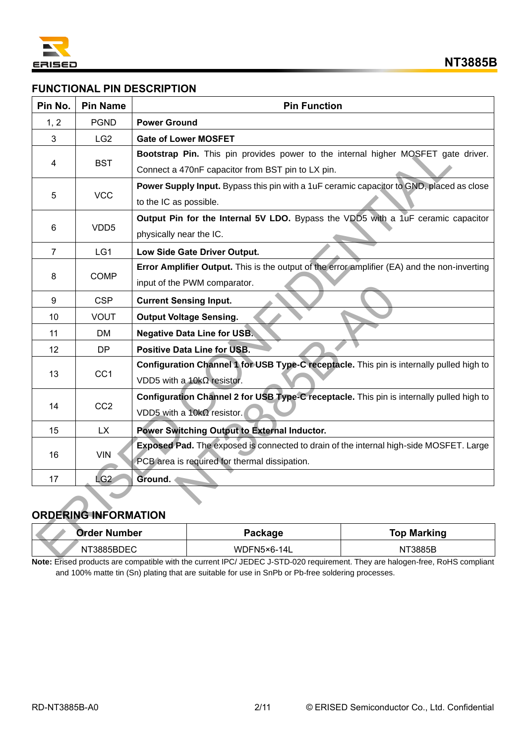## FUNCTIONAL PIN DESCRIPTION

| Pin No. | Pin Name | Pin Function |
|---|---|---|
| 1, 2 | PGND | **Power Ground** |
| 3 | LG2 | **Gate of Lower MOSFET** |
| 4 | BST | **Bootstrap Pin.** This pin provides power to the internal higher MOSFET gate driver. Connect a 470nF capacitor from BST pin to LX pin. |
| 5 | VCC | **Power Supply Input.** Bypass this pin with a 1uF ceramic capacitor to GND, placed as close to the IC as possible. |
| 6 | VDD5 | **Output Pin for the Internal 5V LDO.** Bypass the VDD5 with a 1uF ceramic capacitor physically near the IC. |
| 7 | LG1 | **Low Side Gate Driver Output.** |
| 8 | COMP | **Error Amplifier Output.** This is the output of the error amplifier (EA) and the non-inverting input of the PWM comparator. |
| 9 | CSP | **Current Sensing Input.** |
| 10 | VOUT | **Output Voltage Sensing.** |
| 11 | DM | **Negative Data Line for USB.** |
| 12 | DP | **Positive Data Line for USB.** |
| 13 | CC1 | **Configuration Channel 1 for USB Type-C receptacle.** This pin is internally pulled high to VDD5 with a 10kΩ resistor. |
| 14 | CC2 | **Configuration Channel 2 for USB Type-C receptacle.** This pin is internally pulled high to VDD5 with a 10kΩ resistor. |
| 15 | LX | **Power Switching Output to External Inductor.** |
| 16 | VIN | **Exposed Pad.** The exposed is connected to drain of the internal high-side MOSFET. Large PCB area is required for thermal dissipation. |
| 17 | LG2 | **Ground.** |

## ORDERING INFORMATION

| Order Number | Package | Top Marking |
|---|---|---|
| NT3885BDEC | WDFN5×6-14L | NT3885B |

**Note:** Erised products are compatible with the current IPC/ JEDEC J-STD-020 requirement. They are halogen-free, RoHS compliant and 100% matte tin (Sn) plating that are suitable for use in SnPb or Pb-free soldering processes.